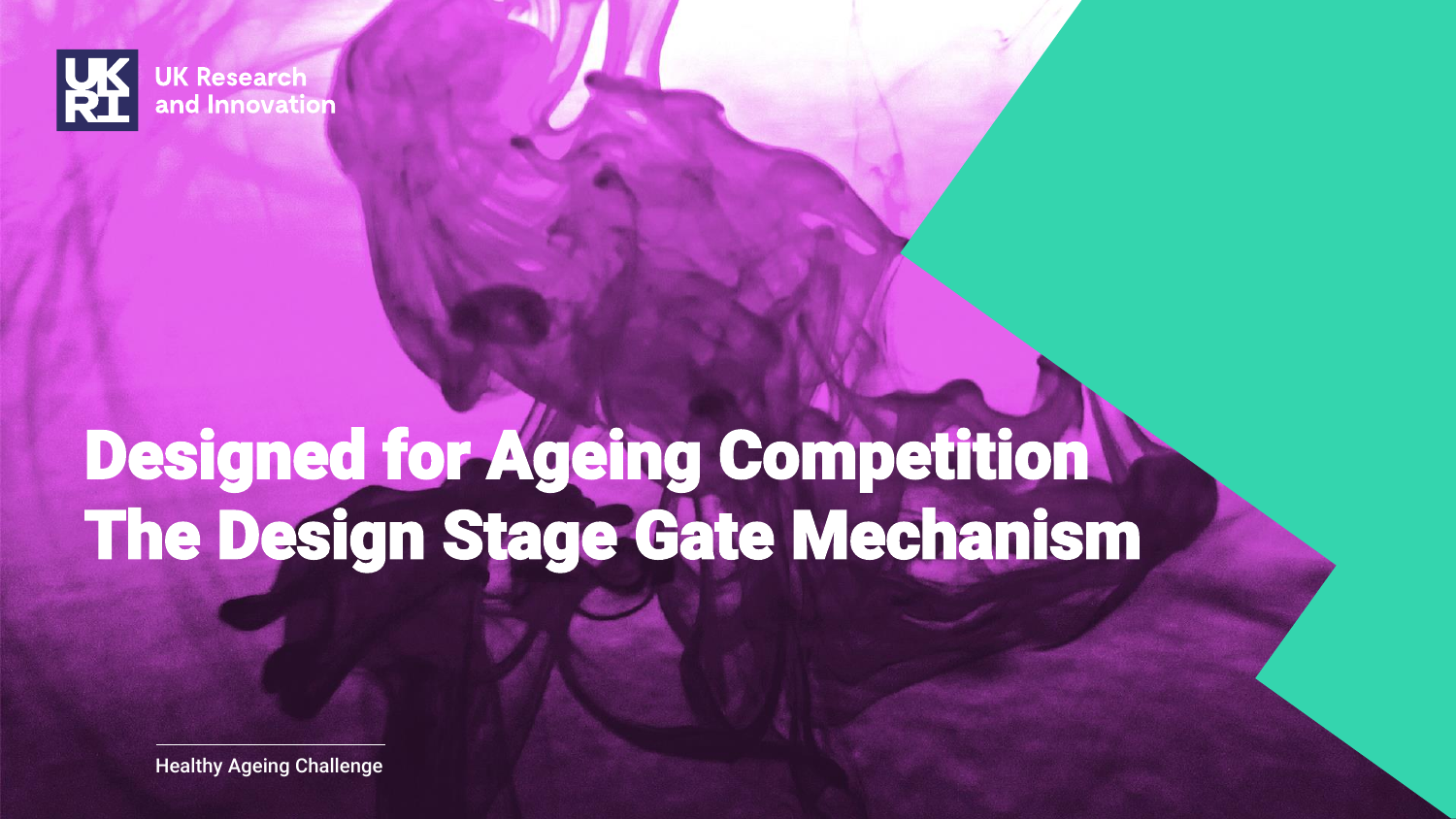UK Research and Innovation

# Designed for Ageing Competition The Design Stage Gate Mechanism

Healthy Ageing Challenge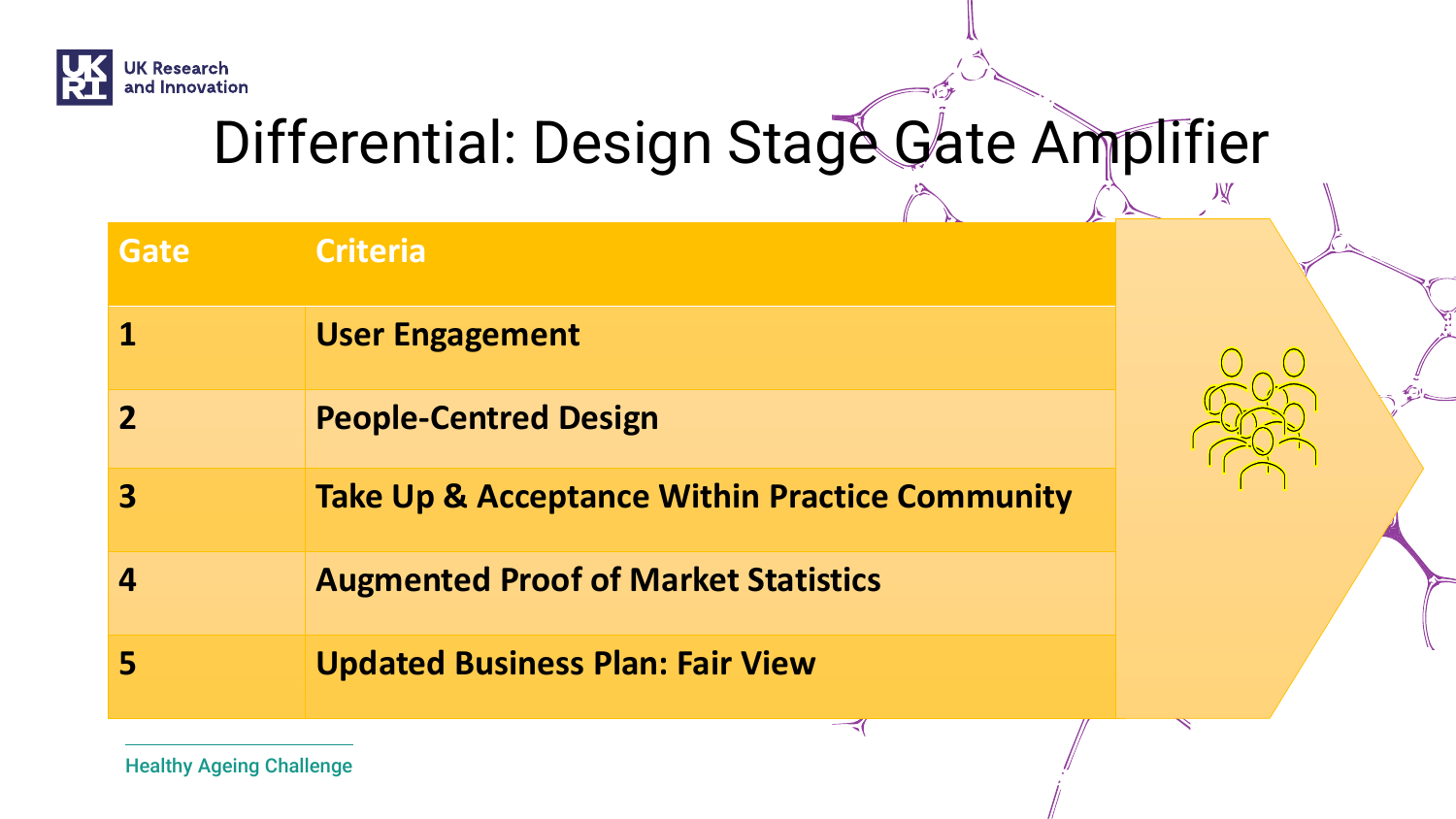# Differential: Design Stage Gate Amplifier

| Gate | Criteria |
| --- | --- |
| 1 | User Engagement |
| 2 | People-Centred Design |
| 3 | Take Up & Acceptance Within Practice Community |
| 4 | Augmented Proof of Market Statistics |
| 5 | Updated Business Plan: Fair View |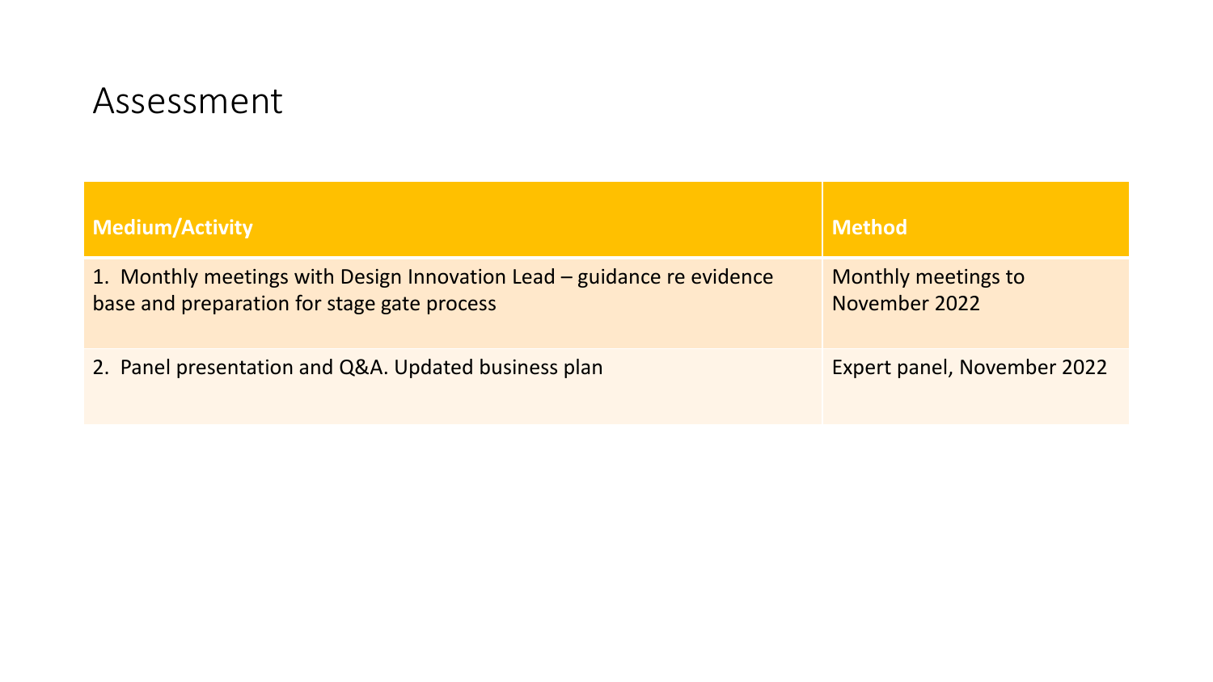# Assessment

| Medium/Activity | Method |
| --- | --- |
| 1. Monthly meetings with Design Innovation Lead – guidance re evidence base and preparation for stage gate process | Monthly meetings to November 2022 |
| 2. Panel presentation and Q&A. Updated business plan | Expert panel, November 2022 |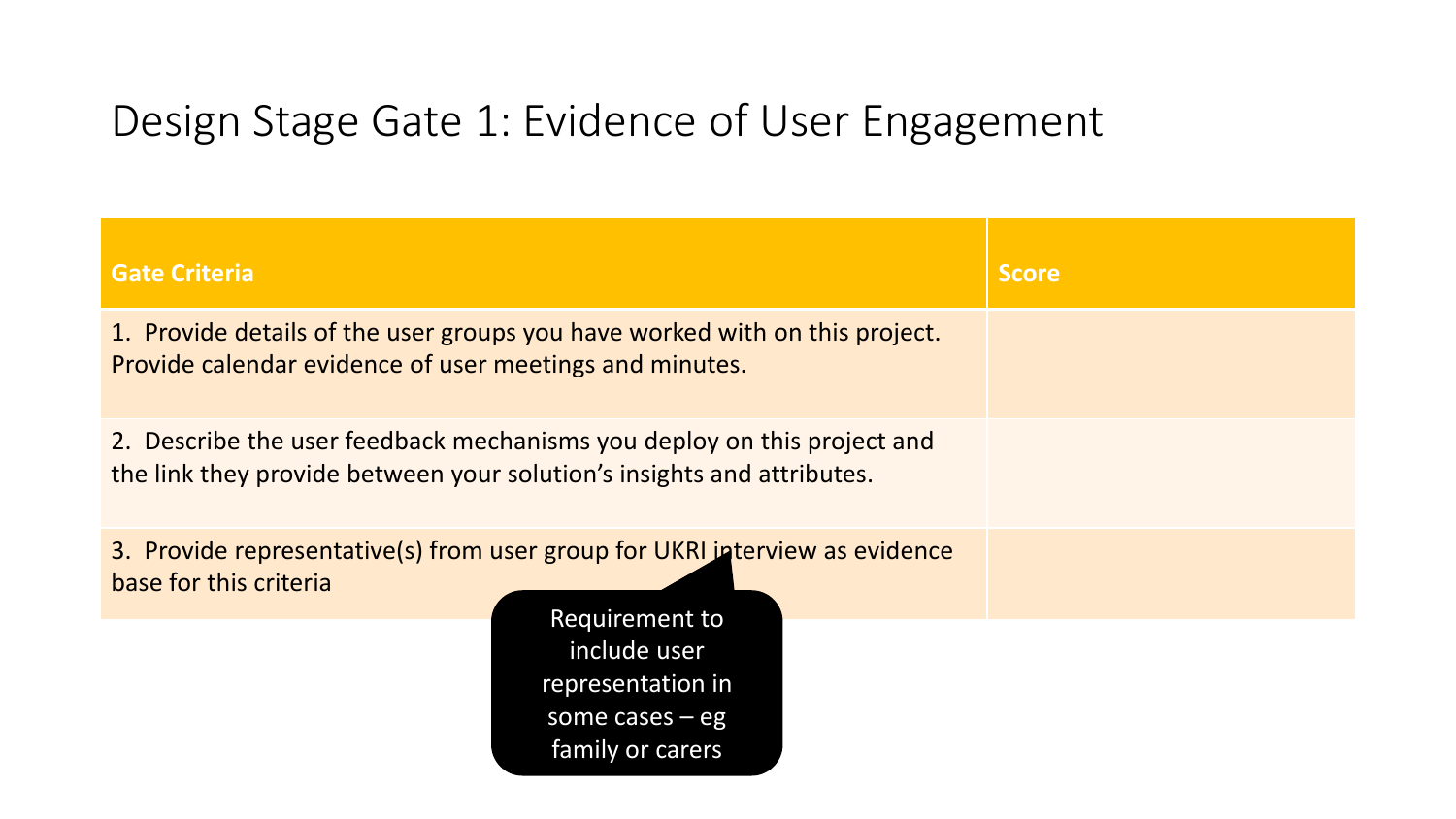# Design Stage Gate 1: Evidence of User Engagement

| Gate Criteria | Score |
| --- | --- |
| 1. Provide details of the user groups you have worked with on this project. Provide calendar evidence of user meetings and minutes. | |
| 2. Describe the user feedback mechanisms you deploy on this project and the link they provide between your solution's insights and attributes. | |
| 3. Provide representative(s) from user group for UKRI interview as evidence base for this criteria | |

Requirement to include user representation in some cases – eg family or carers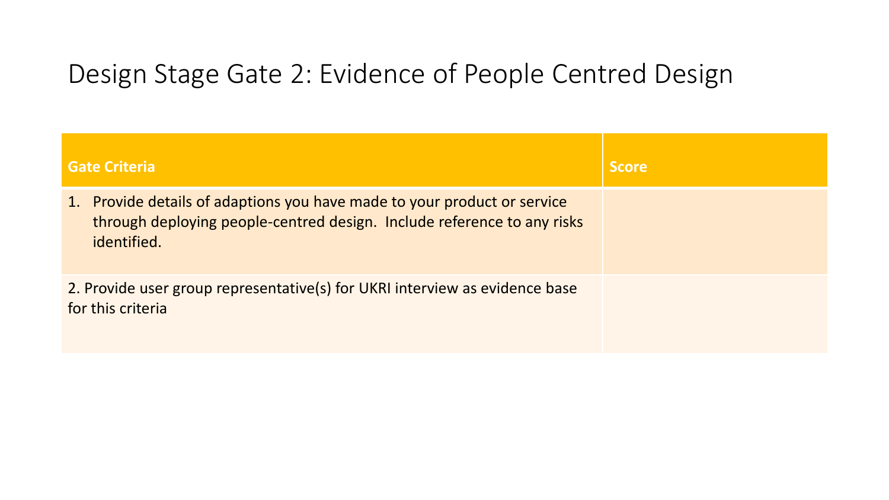# Design Stage Gate 2: Evidence of People Centred Design

| Gate Criteria | Score |
|---|---|
| 1. Provide details of adaptions you have made to your product or service through deploying people-centred design. Include reference to any risks identified. | |
| 2. Provide user group representative(s) for UKRI interview as evidence base for this criteria | |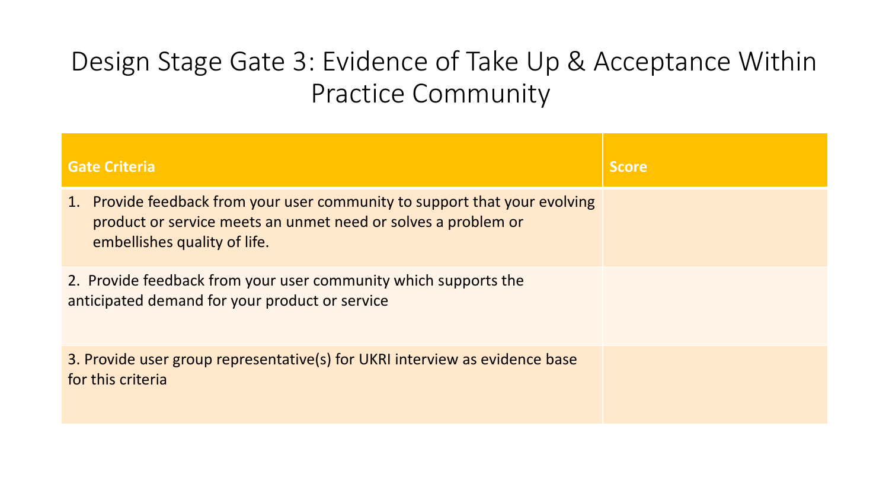# Design Stage Gate 3: Evidence of Take Up & Acceptance Within Practice Community

| Gate Criteria | Score |
| --- | --- |
| 1. Provide feedback from your user community to support that your evolving product or service meets an unmet need or solves a problem or embellishes quality of life. | |
| 2. Provide feedback from your user community which supports the anticipated demand for your product or service | |
| 3. Provide user group representative(s) for UKRI interview as evidence base for this criteria | |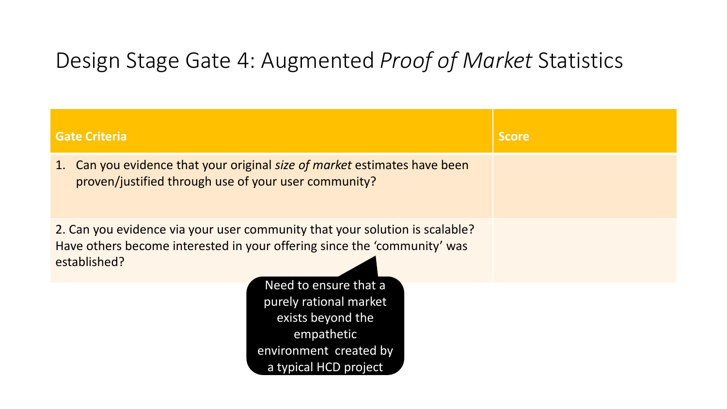# Design Stage Gate 4: Augmented *Proof of Market* Statistics

| Gate Criteria | Score |
| --- | --- |
| 1. Can you evidence that your original *size of market* estimates have been proven/justified through use of your user community? | |
| 2. Can you evidence via your user community that your solution is scalable? Have others become interested in your offering since the 'community' was established? | |

Need to ensure that a purely rational market exists beyond the empathetic environment created by a typical HCD project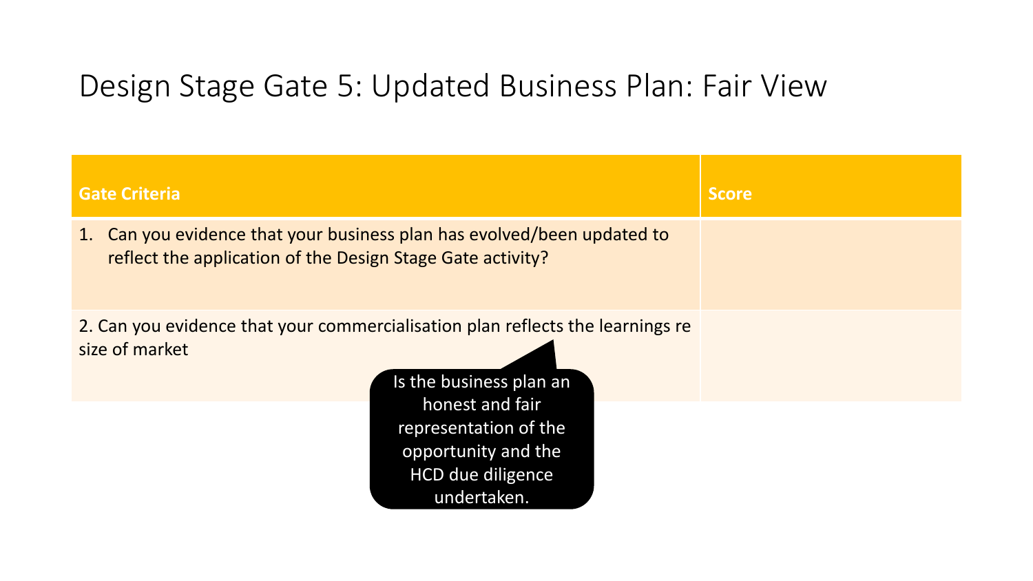# Design Stage Gate 5: Updated Business Plan: Fair View

| Gate Criteria | Score |
| --- | --- |
| 1. Can you evidence that your business plan has evolved/been updated to reflect the application of the Design Stage Gate activity? | |
| 2. Can you evidence that your commercialisation plan reflects the learnings re size of market | |

Is the business plan an honest and fair representation of the opportunity and the HCD due diligence undertaken.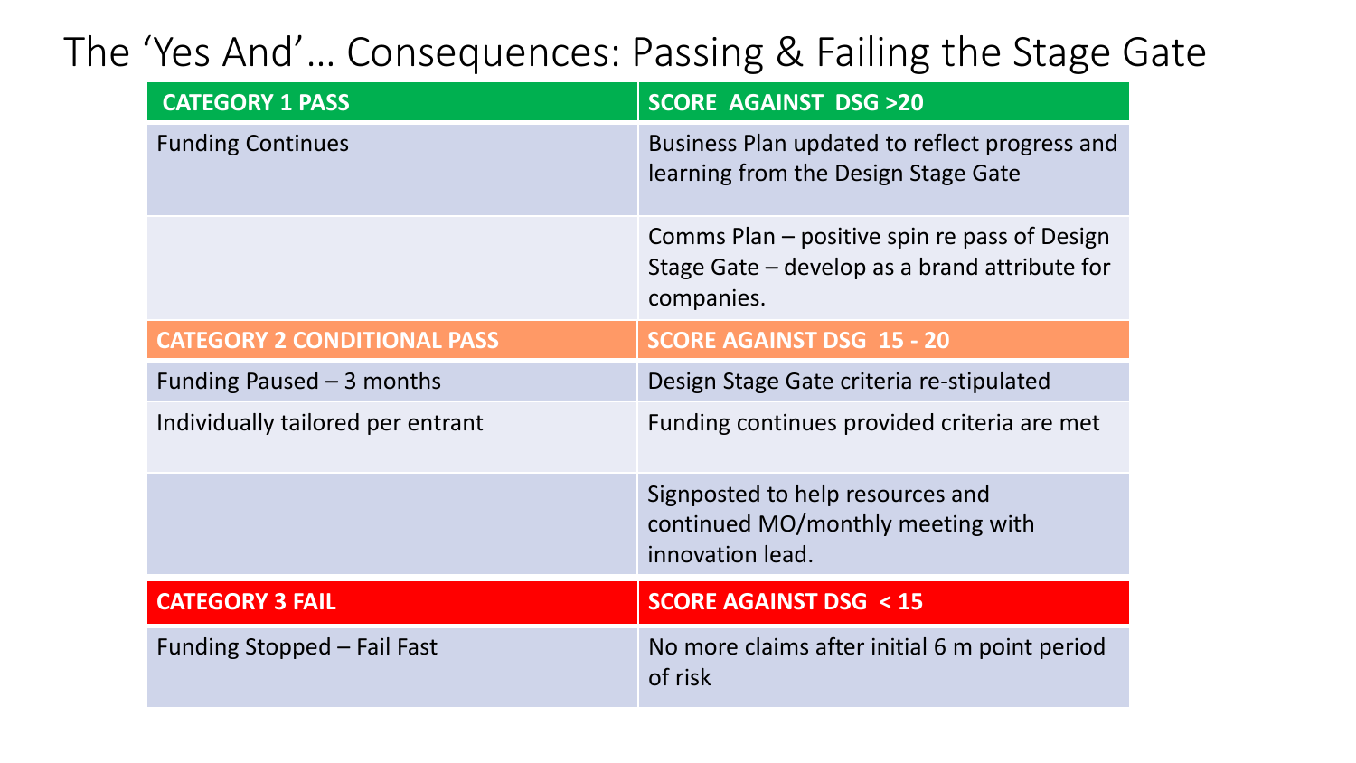# The 'Yes And'… Consequences: Passing & Failing the Stage Gate

| CATEGORY 1 PASS | SCORE AGAINST DSG >20 |
| --- | --- |
| Funding Continues | Business Plan updated to reflect progress and learning from the Design Stage Gate |
| | Comms Plan – positive spin re pass of Design Stage Gate – develop as a brand attribute for companies. |
| **CATEGORY 2 CONDITIONAL PASS** | **SCORE AGAINST DSG 15 - 20** |
| Funding Paused – 3 months | Design Stage Gate criteria re-stipulated |
| Individually tailored per entrant | Funding continues provided criteria are met |
| | Signposted to help resources and continued MO/monthly meeting with innovation lead. |
| **CATEGORY 3 FAIL** | **SCORE AGAINST DSG < 15** |
| Funding Stopped – Fail Fast | No more claims after initial 6 m point period of risk |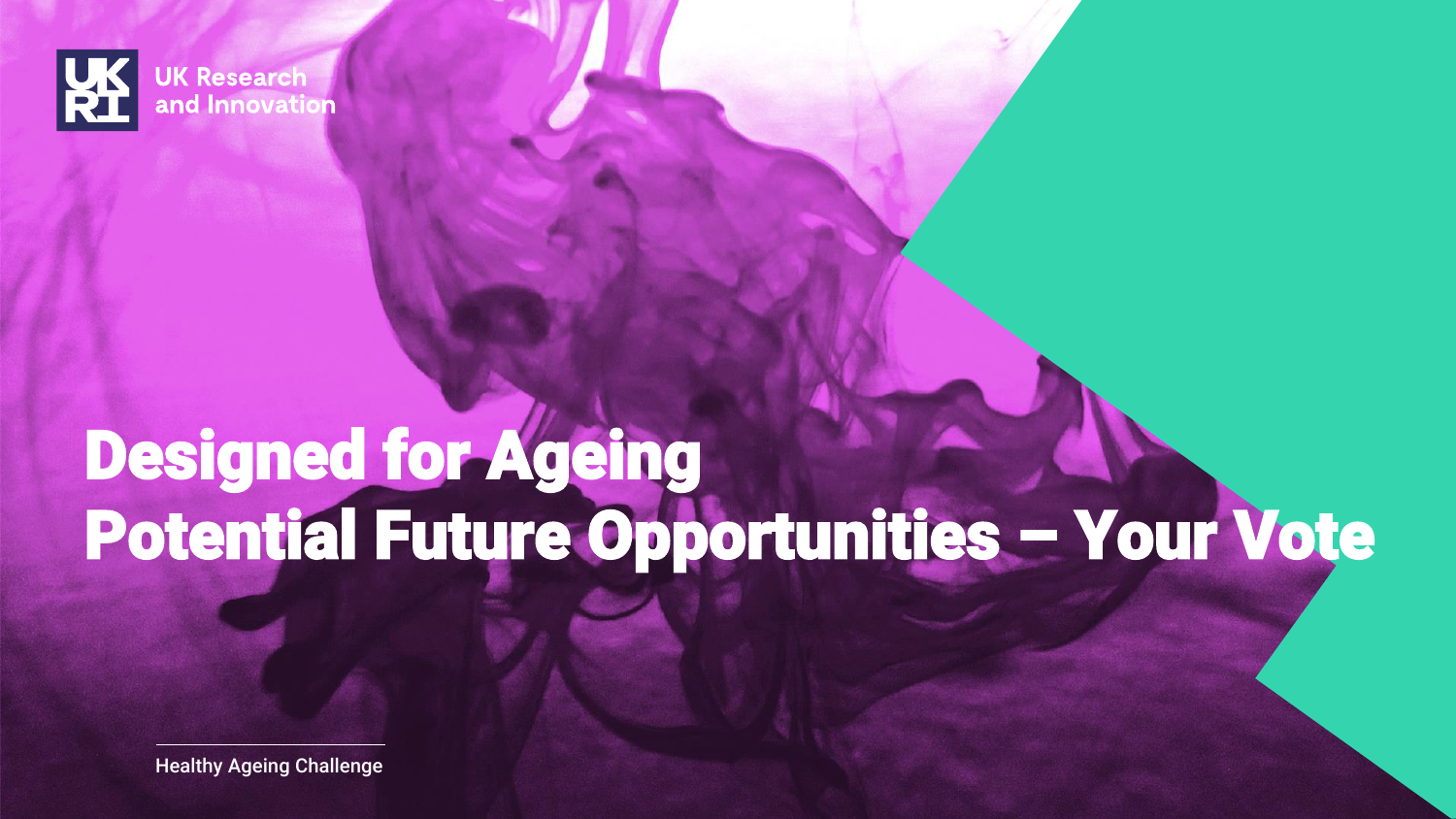UK Research and Innovation

# Designed for Ageing
# Potential Future Opportunities – Your Vote

Healthy Ageing Challenge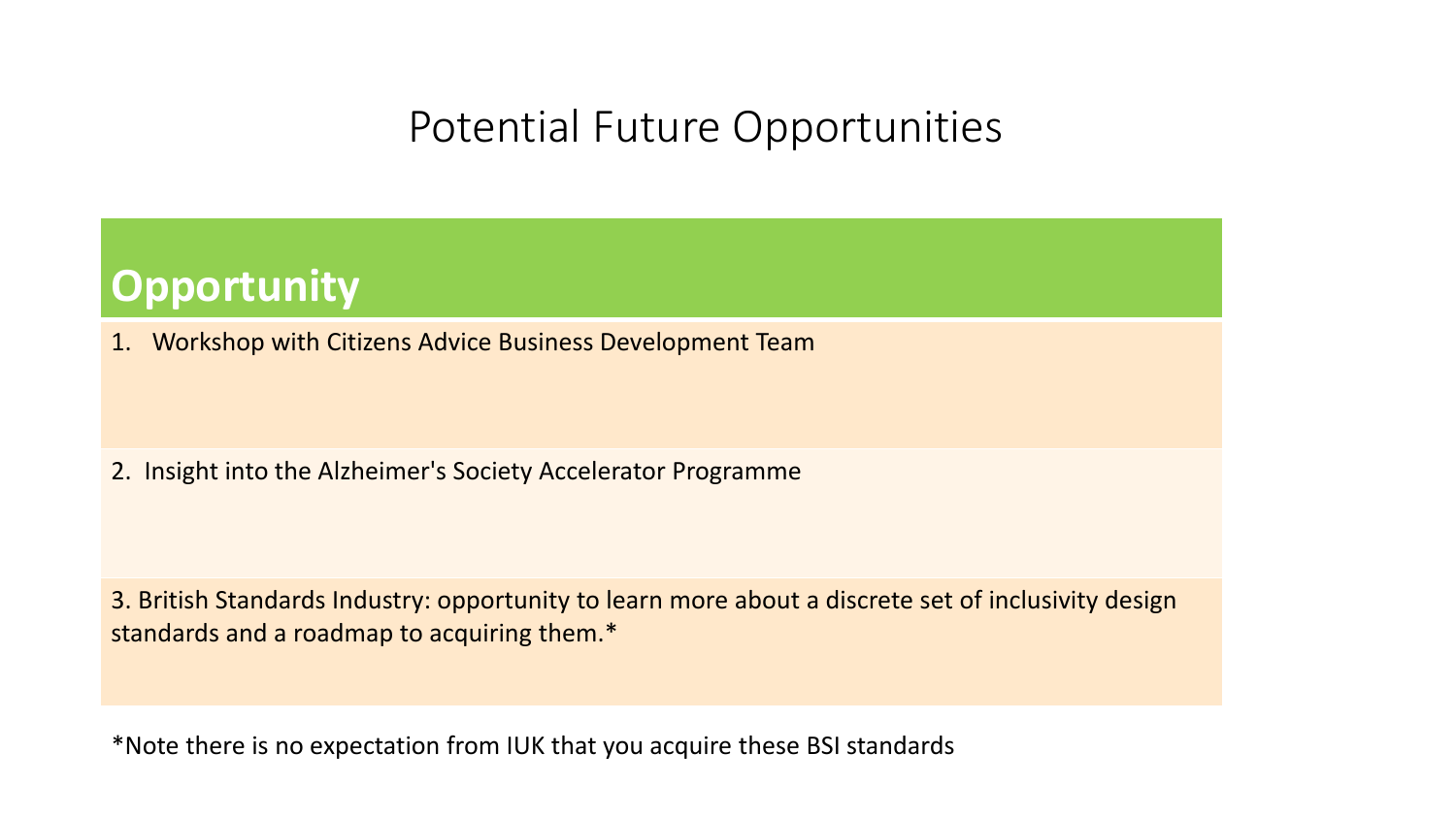# Potential Future Opportunities

| Opportunity |
| --- |
| 1. Workshop with Citizens Advice Business Development Team |
| 2. Insight into the Alzheimer's Society Accelerator Programme |
| 3. British Standards Industry: opportunity to learn more about a discrete set of inclusivity design standards and a roadmap to acquiring them.* |

*Note there is no expectation from IUK that you acquire these BSI standards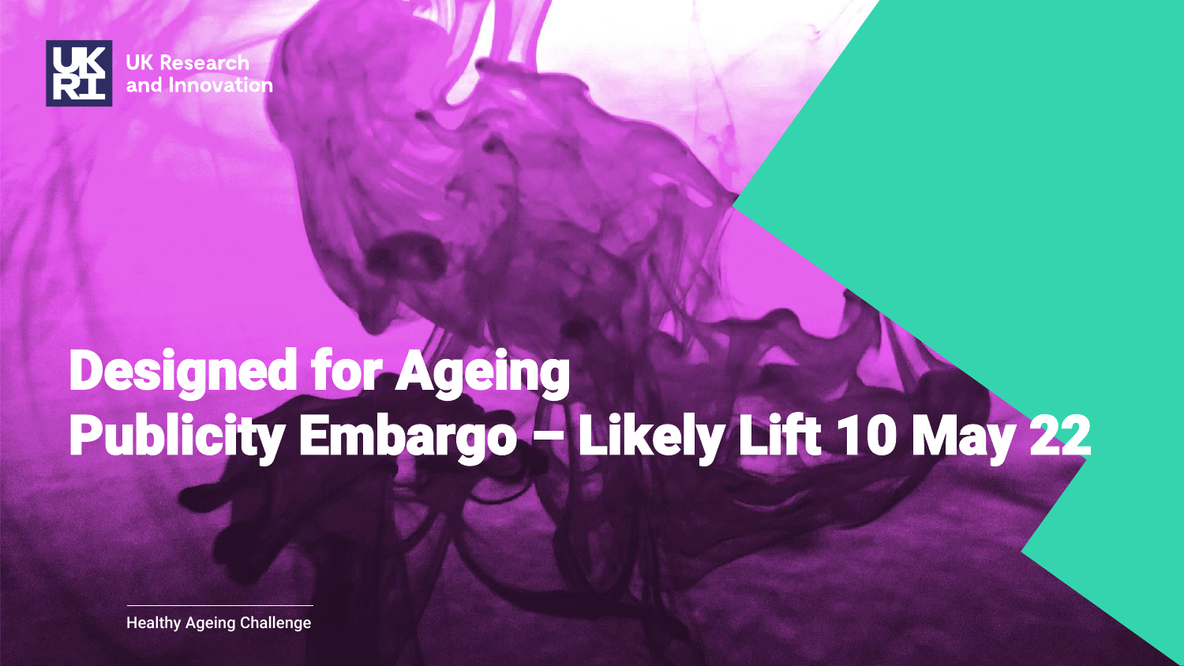UK Research and Innovation

# Designed for Ageing
# Publicity Embargo – Likely Lift 10 May 22

Healthy Ageing Challenge